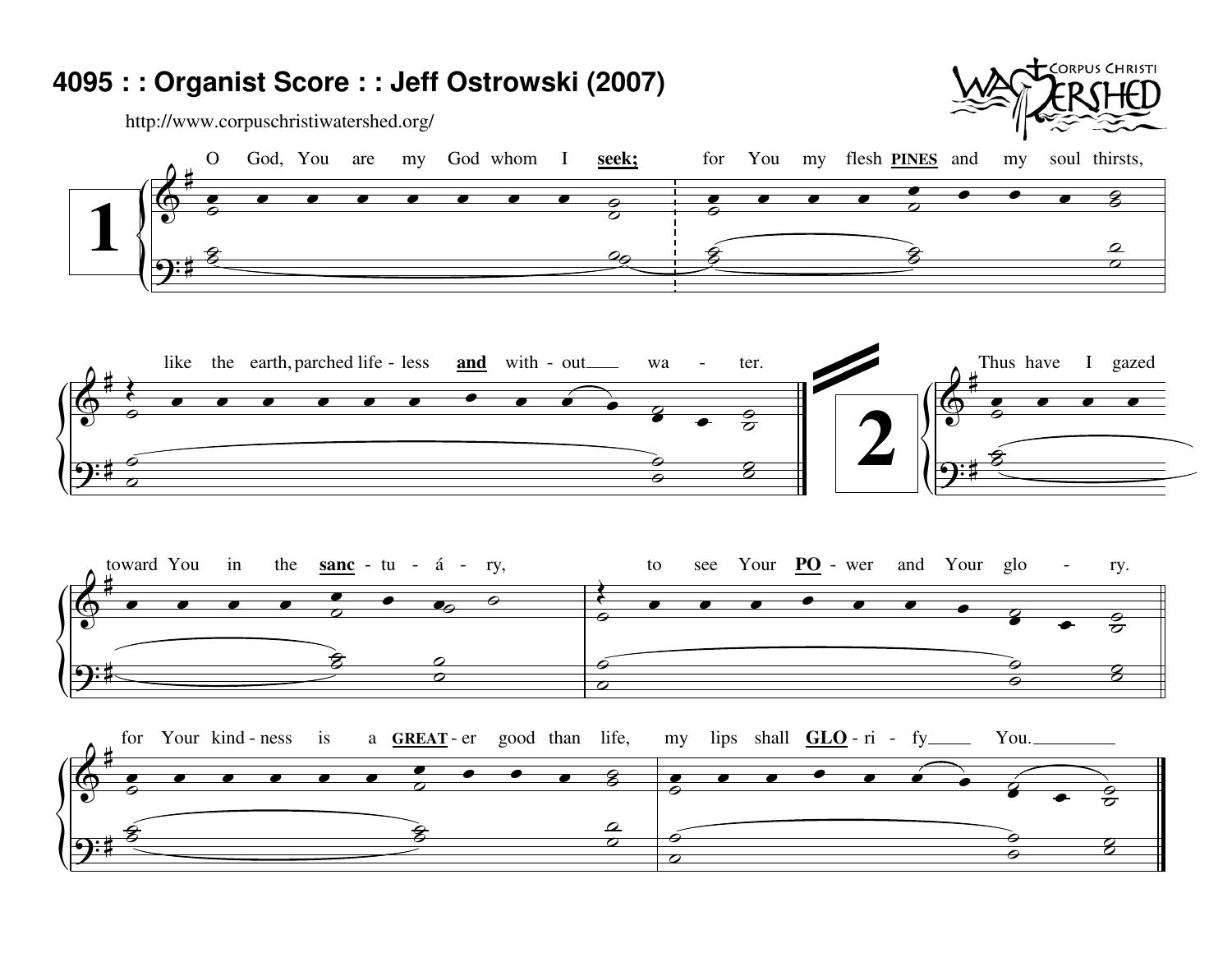# 4095 : : Organist Score : : Jeff Ostrowski (2007)

http://www.corpuschristiwatershed.org/

CORPUS CHRISTI WATERSHED

**1**

O God, You are my God whom I **seek;** for You my flesh **PINES** and my soul thirsts,

like the earth, parched life - less **and** with - out___ wa - ter.

**2**

Thus have I gazed toward You in the **sanc** - tu - á - ry, to see Your **PO** - wer and Your glo - ry.

for Your kind - ness is a **GREAT** - er good than life, my lips shall **GLO** - ri - fy___ You.___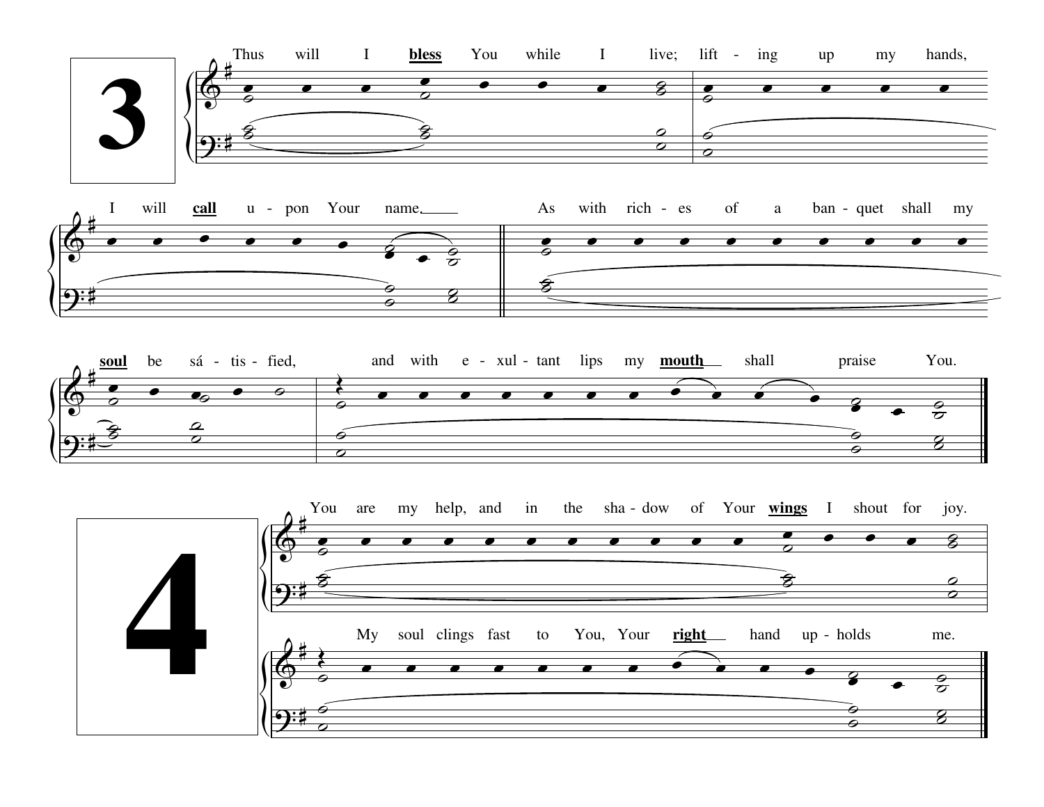# 3

Thus will I **bless** You while I live; lift - ing up my hands,

I will **call** u - pon Your name.

As with rich - es of a ban - quet shall my **soul** be sá - tis - fied,

and with e - xul - tant lips my **mouth** shall praise You.

# 4

You are my help, and in the sha - dow of Your **wings** I shout for joy.

My soul clings fast to You, Your **right** hand up - holds me.